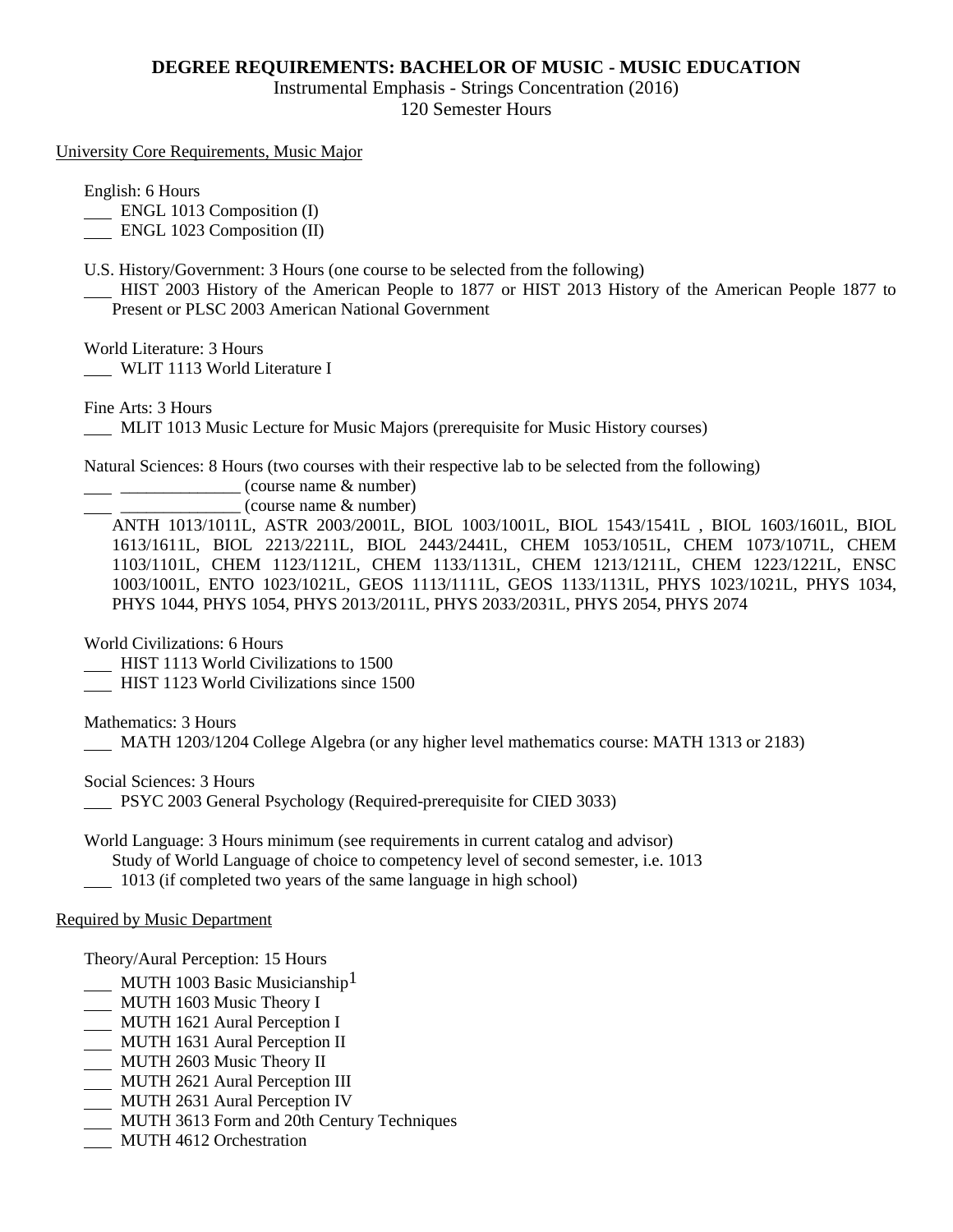# DEGREE REQUIREMENTS: BACHELOR OF MUSIC - MUSIC EDUCATION

Instrumental Emphasis - Strings Concentration (2016)
120 Semester Hours

<u>University Core Requirements, Music Major</u>

English: 6 Hours

- ___ ENGL 1013 Composition (I)
- ___ ENGL 1023 Composition (II)

U.S. History/Government: 3 Hours (one course to be selected from the following)

- ___ HIST 2003 History of the American People to 1877 or HIST 2013 History of the American People 1877 to Present or PLSC 2003 American National Government

World Literature: 3 Hours

- ___ WLIT 1113 World Literature I

Fine Arts: 3 Hours

- ___ MLIT 1013 Music Lecture for Music Majors (prerequisite for Music History courses)

Natural Sciences: 8 Hours (two courses with their respective lab to be selected from the following)

- ___ ______________ (course name & number)
- ___ ______________ (course name & number)

ANTH 1013/1011L, ASTR 2003/2001L, BIOL 1003/1001L, BIOL 1543/1541L , BIOL 1603/1601L, BIOL 1613/1611L, BIOL 2213/2211L, BIOL 2443/2441L, CHEM 1053/1051L, CHEM 1073/1071L, CHEM 1103/1101L, CHEM 1123/1121L, CHEM 1133/1131L, CHEM 1213/1211L, CHEM 1223/1221L, ENSC 1003/1001L, ENTO 1023/1021L, GEOS 1113/1111L, GEOS 1133/1131L, PHYS 1023/1021L, PHYS 1034, PHYS 1044, PHYS 1054, PHYS 2013/2011L, PHYS 2033/2031L, PHYS 2054, PHYS 2074

World Civilizations: 6 Hours

- ___ HIST 1113 World Civilizations to 1500
- ___ HIST 1123 World Civilizations since 1500

Mathematics: 3 Hours

- ___ MATH 1203/1204 College Algebra (or any higher level mathematics course: MATH 1313 or 2183)

Social Sciences: 3 Hours

- ___ PSYC 2003 General Psychology (Required-prerequisite for CIED 3033)

World Language: 3 Hours minimum (see requirements in current catalog and advisor)

Study of World Language of choice to competency level of second semester, i.e. 1013

- ___ 1013 (if completed two years of the same language in high school)

<u>Required by Music Department</u>

Theory/Aural Perception: 15 Hours

- ___ MUTH 1003 Basic Musicianship[1]
- ___ MUTH 1603 Music Theory I
- ___ MUTH 1621 Aural Perception I
- ___ MUTH 1631 Aural Perception II
- ___ MUTH 2603 Music Theory II
- ___ MUTH 2621 Aural Perception III
- ___ MUTH 2631 Aural Perception IV
- ___ MUTH 3613 Form and 20th Century Techniques
- ___ MUTH 4612 Orchestration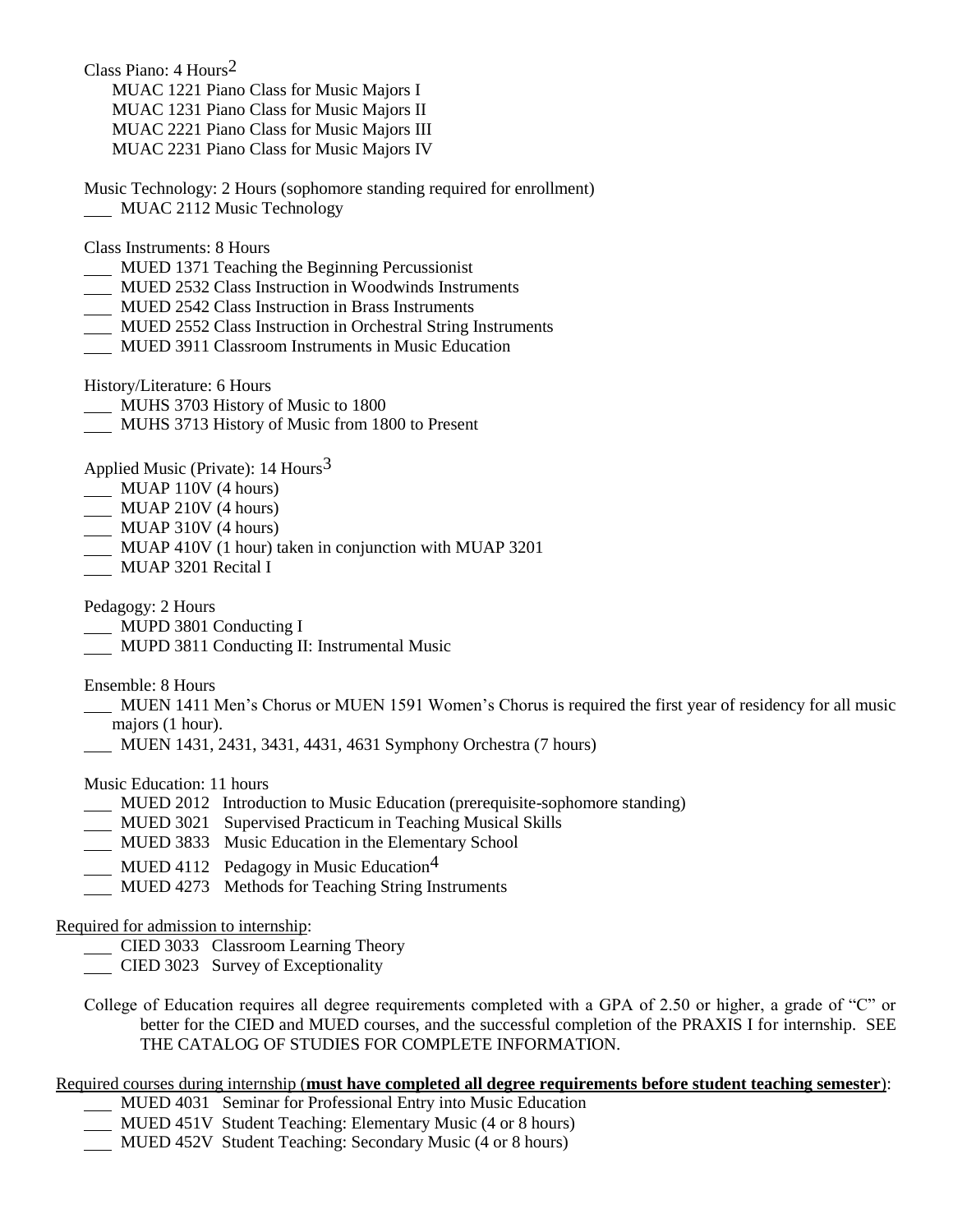Class Piano: 4 Hours[2]

MUAC 1221 Piano Class for Music Majors I
MUAC 1231 Piano Class for Music Majors II
MUAC 2221 Piano Class for Music Majors III
MUAC 2231 Piano Class for Music Majors IV

Music Technology: 2 Hours (sophomore standing required for enrollment)

\_\_\_ MUAC 2112 Music Technology

Class Instruments: 8 Hours

\_\_\_ MUED 1371 Teaching the Beginning Percussionist
\_\_\_ MUED 2532 Class Instruction in Woodwinds Instruments
\_\_\_ MUED 2542 Class Instruction in Brass Instruments
\_\_\_ MUED 2552 Class Instruction in Orchestral String Instruments
\_\_\_ MUED 3911 Classroom Instruments in Music Education

History/Literature: 6 Hours

\_\_\_ MUHS 3703 History of Music to 1800
\_\_\_ MUHS 3713 History of Music from 1800 to Present

Applied Music (Private): 14 Hours[3]

\_\_\_ MUAP 110V (4 hours)
\_\_\_ MUAP 210V (4 hours)
\_\_\_ MUAP 310V (4 hours)
\_\_\_ MUAP 410V (1 hour) taken in conjunction with MUAP 3201
\_\_\_ MUAP 3201 Recital I

Pedagogy: 2 Hours

\_\_\_ MUPD 3801 Conducting I
\_\_\_ MUPD 3811 Conducting II: Instrumental Music

Ensemble: 8 Hours

\_\_\_ MUEN 1411 Men's Chorus or MUEN 1591 Women's Chorus is required the first year of residency for all music majors (1 hour).
\_\_\_ MUEN 1431, 2431, 3431, 4431, 4631 Symphony Orchestra (7 hours)

Music Education: 11 hours

\_\_\_ MUED 2012 Introduction to Music Education (prerequisite-sophomore standing)
\_\_\_ MUED 3021 Supervised Practicum in Teaching Musical Skills
\_\_\_ MUED 3833 Music Education in the Elementary School
\_\_\_ MUED 4112 Pedagogy in Music Education[4]
\_\_\_ MUED 4273 Methods for Teaching String Instruments

<u>Required for admission to internship</u>:

\_\_\_ CIED 3033 Classroom Learning Theory
\_\_\_ CIED 3023 Survey of Exceptionality

College of Education requires all degree requirements completed with a GPA of 2.50 or higher, a grade of "C" or better for the CIED and MUED courses, and the successful completion of the PRAXIS I for internship. SEE THE CATALOG OF STUDIES FOR COMPLETE INFORMATION.

<u>Required courses during internship (**must have completed all degree requirements before student teaching semester**)</u>:

\_\_\_ MUED 4031 Seminar for Professional Entry into Music Education
\_\_\_ MUED 451V Student Teaching: Elementary Music (4 or 8 hours)
\_\_\_ MUED 452V Student Teaching: Secondary Music (4 or 8 hours)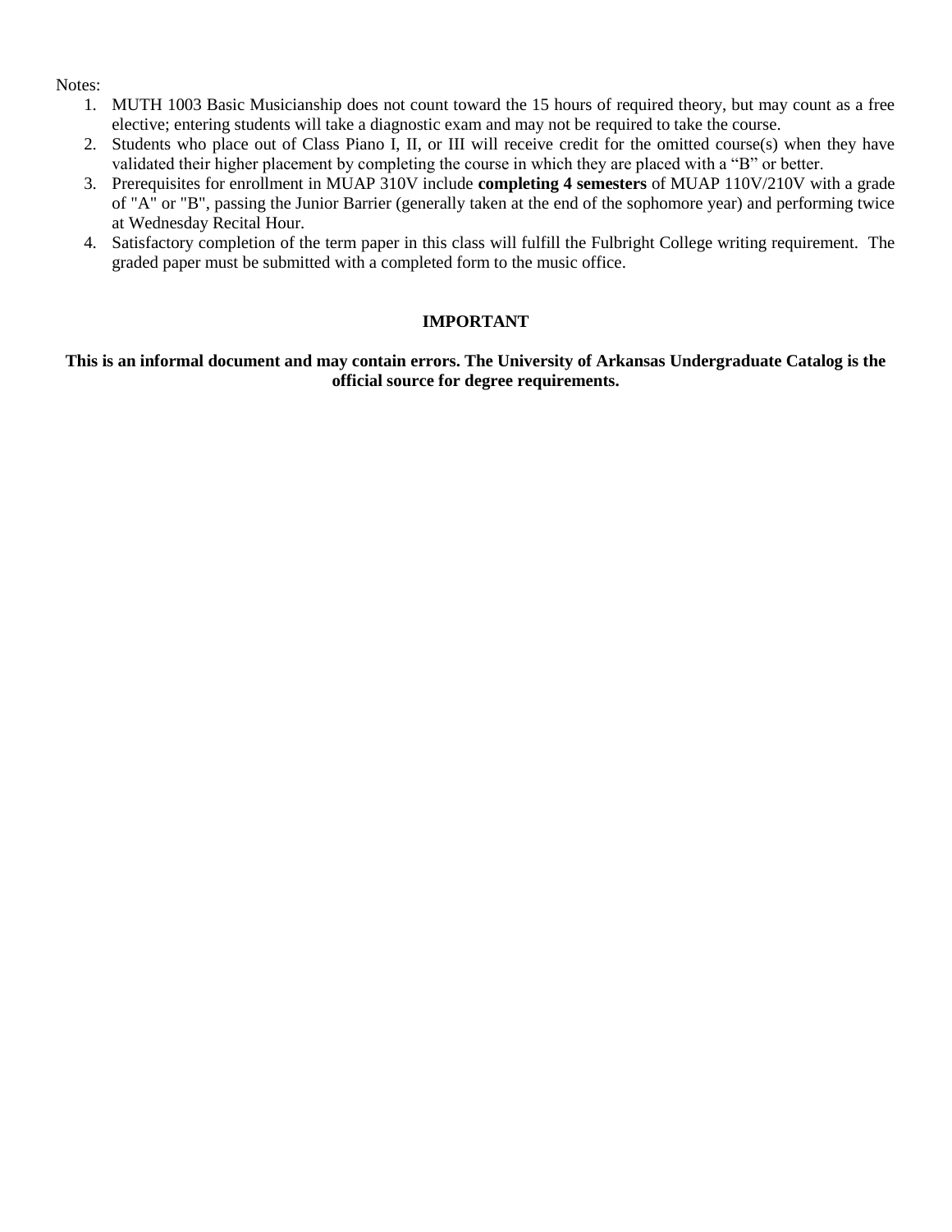Notes:

1. MUTH 1003 Basic Musicianship does not count toward the 15 hours of required theory, but may count as a free elective; entering students will take a diagnostic exam and may not be required to take the course.
2. Students who place out of Class Piano I, II, or III will receive credit for the omitted course(s) when they have validated their higher placement by completing the course in which they are placed with a "B" or better.
3. Prerequisites for enrollment in MUAP 310V include **completing 4 semesters** of MUAP 110V/210V with a grade of "A" or "B", passing the Junior Barrier (generally taken at the end of the sophomore year) and performing twice at Wednesday Recital Hour.
4. Satisfactory completion of the term paper in this class will fulfill the Fulbright College writing requirement. The graded paper must be submitted with a completed form to the music office.

**IMPORTANT**

**This is an informal document and may contain errors. The University of Arkansas Undergraduate Catalog is the official source for degree requirements.**